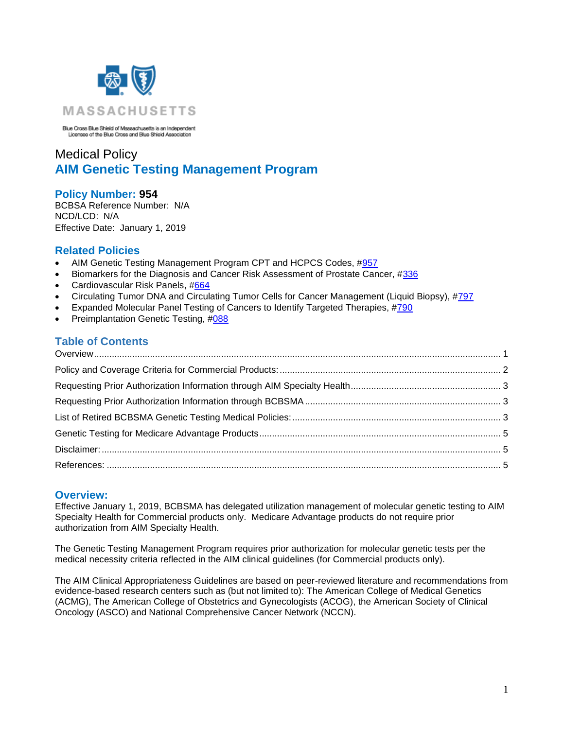MASSACHUSETTS

Blue Cross Blue Shield of Massachusetts is an Independent Licensee of the Blue Cross and Blue Shield Association

Medical Policy

# AIM Genetic Testing Management Program

**Policy Number: 954**

BCBSA Reference Number: N/A
NCD/LCD: N/A
Effective Date: January 1, 2019

## Related Policies

- AIM Genetic Testing Management Program CPT and HCPCS Codes, #957
- Biomarkers for the Diagnosis and Cancer Risk Assessment of Prostate Cancer, #336
- Cardiovascular Risk Panels, #664
- Circulating Tumor DNA and Circulating Tumor Cells for Cancer Management (Liquid Biopsy), #797
- Expanded Molecular Panel Testing of Cancers to Identify Targeted Therapies, #790
- Preimplantation Genetic Testing, #088

## Table of Contents

Overview ..... 1
Policy and Coverage Criteria for Commercial Products: ..... 2
Requesting Prior Authorization Information through AIM Specialty Health ..... 3
Requesting Prior Authorization Information through BCBSMA ..... 3
List of Retired BCBSMA Genetic Testing Medical Policies: ..... 3
Genetic Testing for Medicare Advantage Products ..... 5
Disclaimer: ..... 5
References: ..... 5

## Overview:

Effective January 1, 2019, BCBSMA has delegated utilization management of molecular genetic testing to AIM Specialty Health for Commercial products only. Medicare Advantage products do not require prior authorization from AIM Specialty Health.

The Genetic Testing Management Program requires prior authorization for molecular genetic tests per the medical necessity criteria reflected in the AIM clinical guidelines (for Commercial products only).

The AIM Clinical Appropriateness Guidelines are based on peer-reviewed literature and recommendations from evidence-based research centers such as (but not limited to): The American College of Medical Genetics (ACMG), The American College of Obstetrics and Gynecologists (ACOG), the American Society of Clinical Oncology (ASCO) and National Comprehensive Cancer Network (NCCN).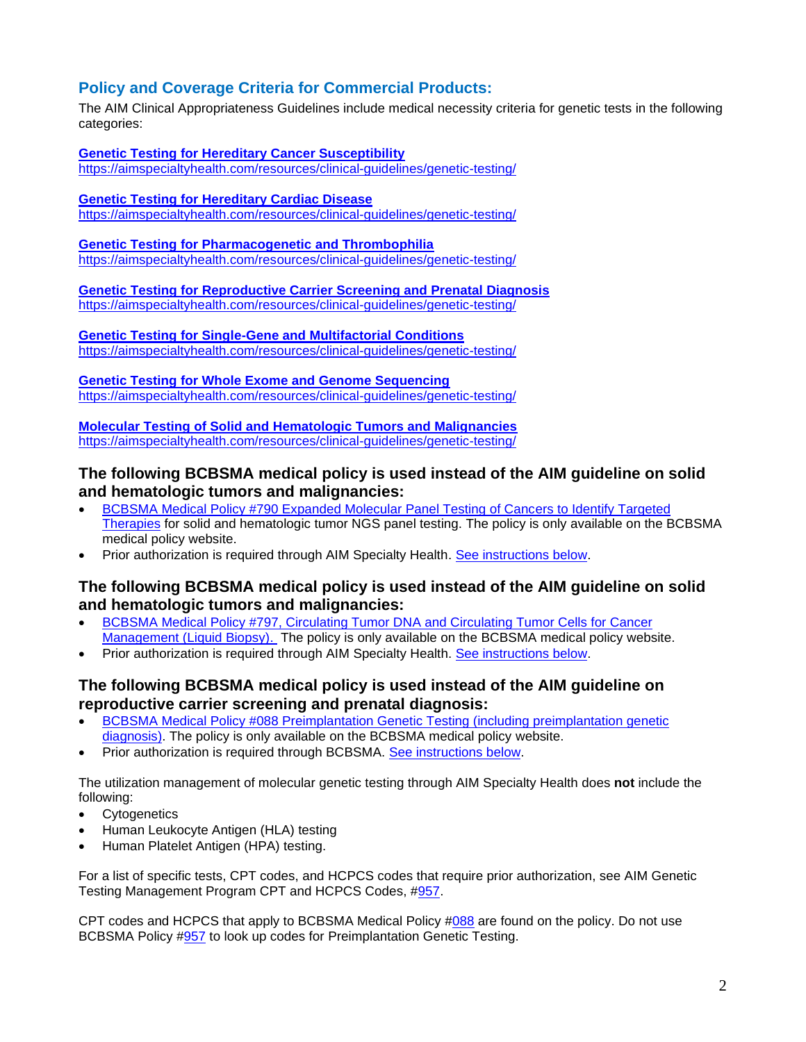## Policy and Coverage Criteria for Commercial Products:

The AIM Clinical Appropriateness Guidelines include medical necessity criteria for genetic tests in the following categories:

**Genetic Testing for Hereditary Cancer Susceptibility**
https://aimspecialtyhealth.com/resources/clinical-guidelines/genetic-testing/

**Genetic Testing for Hereditary Cardiac Disease**
https://aimspecialtyhealth.com/resources/clinical-guidelines/genetic-testing/

**Genetic Testing for Pharmacogenetic and Thrombophilia**
https://aimspecialtyhealth.com/resources/clinical-guidelines/genetic-testing/

**Genetic Testing for Reproductive Carrier Screening and Prenatal Diagnosis**
https://aimspecialtyhealth.com/resources/clinical-guidelines/genetic-testing/

**Genetic Testing for Single-Gene and Multifactorial Conditions**
https://aimspecialtyhealth.com/resources/clinical-guidelines/genetic-testing/

**Genetic Testing for Whole Exome and Genome Sequencing**
https://aimspecialtyhealth.com/resources/clinical-guidelines/genetic-testing/

**Molecular Testing of Solid and Hematologic Tumors and Malignancies**
https://aimspecialtyhealth.com/resources/clinical-guidelines/genetic-testing/

### The following BCBSMA medical policy is used instead of the AIM guideline on solid and hematologic tumors and malignancies:

- BCBSMA Medical Policy #790 Expanded Molecular Panel Testing of Cancers to Identify Targeted Therapies for solid and hematologic tumor NGS panel testing. The policy is only available on the BCBSMA medical policy website.
- Prior authorization is required through AIM Specialty Health. See instructions below.

### The following BCBSMA medical policy is used instead of the AIM guideline on solid and hematologic tumors and malignancies:

- BCBSMA Medical Policy #797, Circulating Tumor DNA and Circulating Tumor Cells for Cancer Management (Liquid Biopsy). The policy is only available on the BCBSMA medical policy website.
- Prior authorization is required through AIM Specialty Health. See instructions below.

### The following BCBSMA medical policy is used instead of the AIM guideline on reproductive carrier screening and prenatal diagnosis:

- BCBSMA Medical Policy #088 Preimplantation Genetic Testing (including preimplantation genetic diagnosis). The policy is only available on the BCBSMA medical policy website.
- Prior authorization is required through BCBSMA. See instructions below.

The utilization management of molecular genetic testing through AIM Specialty Health does **not** include the following:

- Cytogenetics
- Human Leukocyte Antigen (HLA) testing
- Human Platelet Antigen (HPA) testing.

For a list of specific tests, CPT codes, and HCPCS codes that require prior authorization, see AIM Genetic Testing Management Program CPT and HCPCS Codes, #957.

CPT codes and HCPCS that apply to BCBSMA Medical Policy #088 are found on the policy. Do not use BCBSMA Policy #957 to look up codes for Preimplantation Genetic Testing.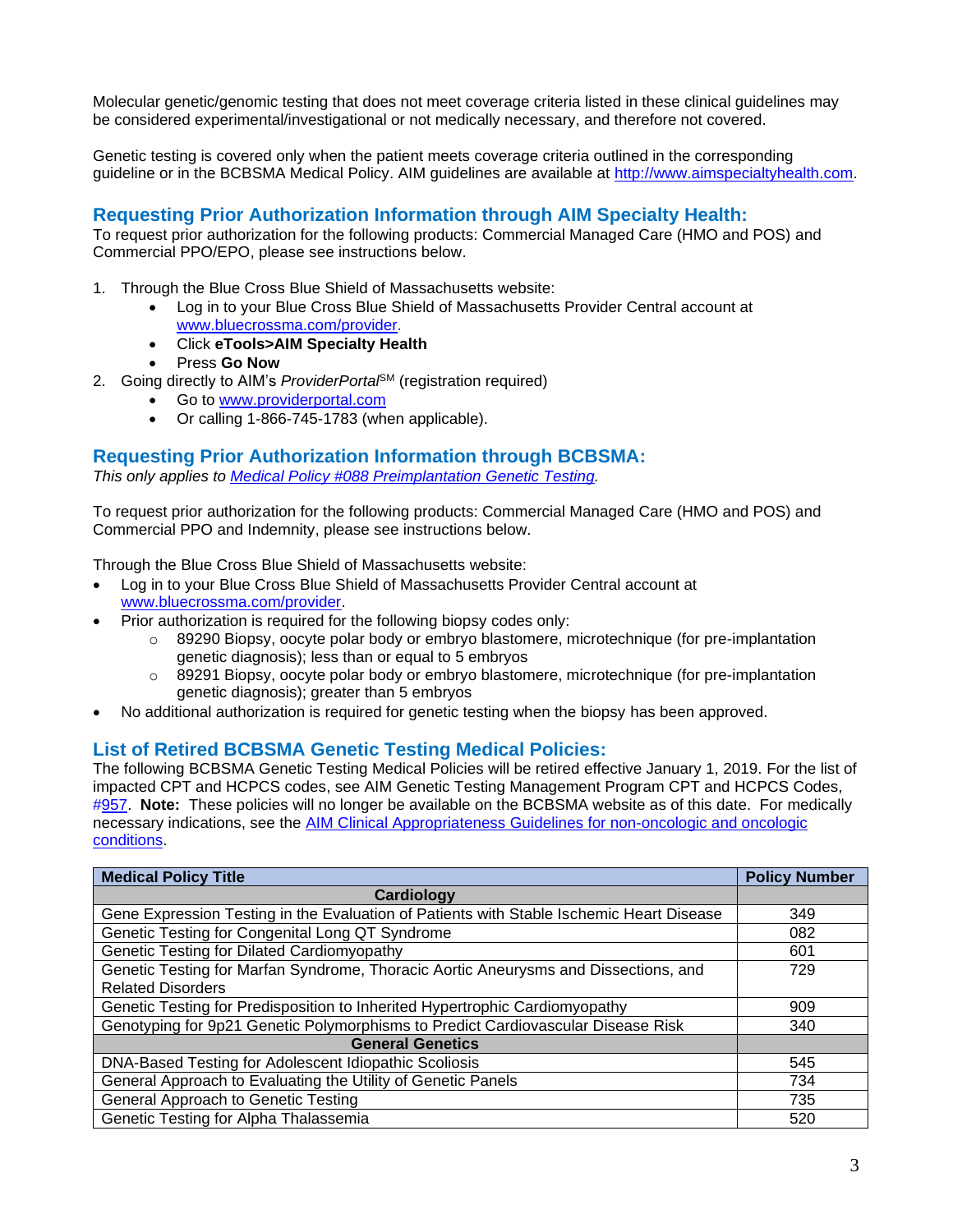Molecular genetic/genomic testing that does not meet coverage criteria listed in these clinical guidelines may be considered experimental/investigational or not medically necessary, and therefore not covered.

Genetic testing is covered only when the patient meets coverage criteria outlined in the corresponding guideline or in the BCBSMA Medical Policy. AIM guidelines are available at [http://www.aimspecialtyhealth.com](http://www.aimspecialtyhealth.com).

## Requesting Prior Authorization Information through AIM Specialty Health:

To request prior authorization for the following products: Commercial Managed Care (HMO and POS) and Commercial PPO/EPO, please see instructions below.

1. Through the Blue Cross Blue Shield of Massachusetts website:
    - Log in to your Blue Cross Blue Shield of Massachusetts Provider Central account at [www.bluecrossma.com/provider](www.bluecrossma.com/provider).
    - Click **eTools>AIM Specialty Health**
    - Press **Go Now**
2. Going directly to AIM's *ProviderPortal*SM (registration required)
    - Go to [www.providerportal.com](www.providerportal.com)
    - Or calling 1-866-745-1783 (when applicable).

## Requesting Prior Authorization Information through BCBSMA:

*This only applies to [Medical Policy #088 Preimplantation Genetic Testing](#).*

To request prior authorization for the following products: Commercial Managed Care (HMO and POS) and Commercial PPO and Indemnity, please see instructions below.

Through the Blue Cross Blue Shield of Massachusetts website:

- Log in to your Blue Cross Blue Shield of Massachusetts Provider Central account at [www.bluecrossma.com/provider](www.bluecrossma.com/provider).
- Prior authorization is required for the following biopsy codes only:
    - 89290 Biopsy, oocyte polar body or embryo blastomere, microtechnique (for pre-implantation genetic diagnosis); less than or equal to 5 embryos
    - 89291 Biopsy, oocyte polar body or embryo blastomere, microtechnique (for pre-implantation genetic diagnosis); greater than 5 embryos
- No additional authorization is required for genetic testing when the biopsy has been approved.

## List of Retired BCBSMA Genetic Testing Medical Policies:

The following BCBSMA Genetic Testing Medical Policies will be retired effective January 1, 2019. For the list of impacted CPT and HCPCS codes, see AIM Genetic Testing Management Program CPT and HCPCS Codes, [#957](#). **Note:** These policies will no longer be available on the BCBSMA website as of this date. For medically necessary indications, see the [AIM Clinical Appropriateness Guidelines for non-oncologic and oncologic conditions](#).

| Medical Policy Title | Policy Number |
|---|---|
| **Cardiology** | |
| Gene Expression Testing in the Evaluation of Patients with Stable Ischemic Heart Disease | 349 |
| Genetic Testing for Congenital Long QT Syndrome | 082 |
| Genetic Testing for Dilated Cardiomyopathy | 601 |
| Genetic Testing for Marfan Syndrome, Thoracic Aortic Aneurysms and Dissections, and Related Disorders | 729 |
| Genetic Testing for Predisposition to Inherited Hypertrophic Cardiomyopathy | 909 |
| Genotyping for 9p21 Genetic Polymorphisms to Predict Cardiovascular Disease Risk | 340 |
| **General Genetics** | |
| DNA-Based Testing for Adolescent Idiopathic Scoliosis | 545 |
| General Approach to Evaluating the Utility of Genetic Panels | 734 |
| General Approach to Genetic Testing | 735 |
| Genetic Testing for Alpha Thalassemia | 520 |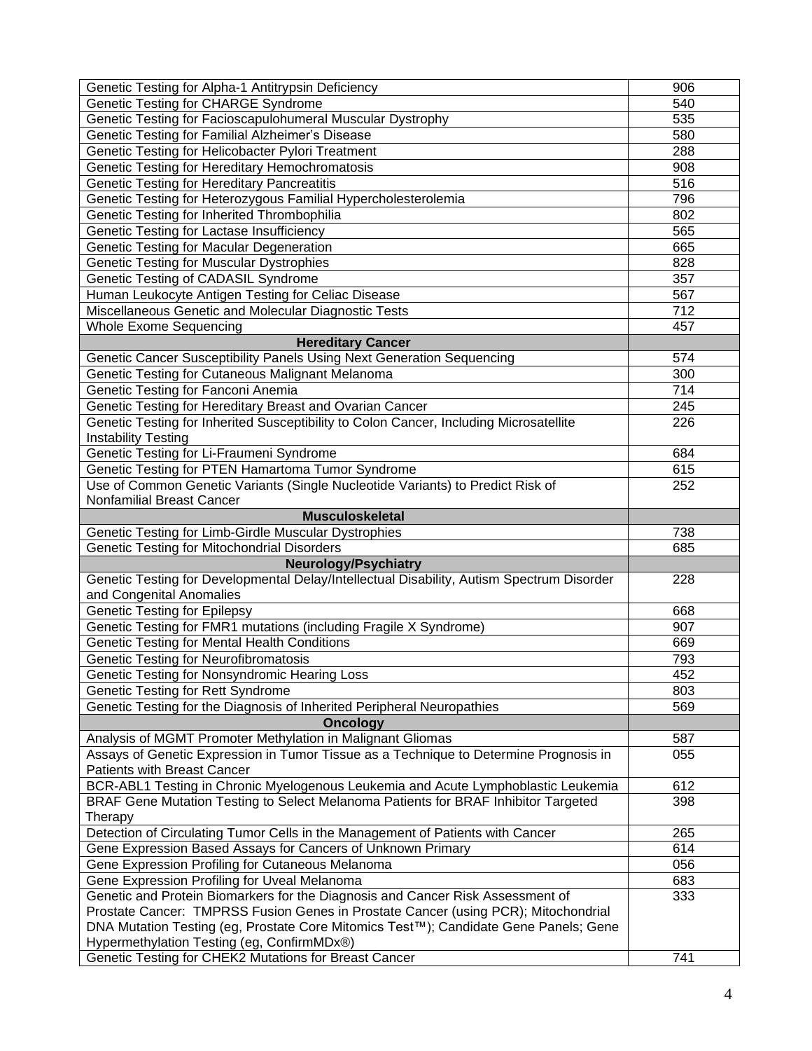| | |
|---|---|
| Genetic Testing for Alpha-1 Antitrypsin Deficiency | 906 |
| Genetic Testing for CHARGE Syndrome | 540 |
| Genetic Testing for Facioscapulohumeral Muscular Dystrophy | 535 |
| Genetic Testing for Familial Alzheimer's Disease | 580 |
| Genetic Testing for Helicobacter Pylori Treatment | 288 |
| Genetic Testing for Hereditary Hemochromatosis | 908 |
| Genetic Testing for Hereditary Pancreatitis | 516 |
| Genetic Testing for Heterozygous Familial Hypercholesterolemia | 796 |
| Genetic Testing for Inherited Thrombophilia | 802 |
| Genetic Testing for Lactase Insufficiency | 565 |
| Genetic Testing for Macular Degeneration | 665 |
| Genetic Testing for Muscular Dystrophies | 828 |
| Genetic Testing of CADASIL Syndrome | 357 |
| Human Leukocyte Antigen Testing for Celiac Disease | 567 |
| Miscellaneous Genetic and Molecular Diagnostic Tests | 712 |
| Whole Exome Sequencing | 457 |
| **Hereditary Cancer** | |
| Genetic Cancer Susceptibility Panels Using Next Generation Sequencing | 574 |
| Genetic Testing for Cutaneous Malignant Melanoma | 300 |
| Genetic Testing for Fanconi Anemia | 714 |
| Genetic Testing for Hereditary Breast and Ovarian Cancer | 245 |
| Genetic Testing for Inherited Susceptibility to Colon Cancer, Including Microsatellite Instability Testing | 226 |
| Genetic Testing for Li-Fraumeni Syndrome | 684 |
| Genetic Testing for PTEN Hamartoma Tumor Syndrome | 615 |
| Use of Common Genetic Variants (Single Nucleotide Variants) to Predict Risk of Nonfamilial Breast Cancer | 252 |
| **Musculoskeletal** | |
| Genetic Testing for Limb-Girdle Muscular Dystrophies | 738 |
| Genetic Testing for Mitochondrial Disorders | 685 |
| **Neurology/Psychiatry** | |
| Genetic Testing for Developmental Delay/Intellectual Disability, Autism Spectrum Disorder and Congenital Anomalies | 228 |
| Genetic Testing for Epilepsy | 668 |
| Genetic Testing for FMR1 mutations (including Fragile X Syndrome) | 907 |
| Genetic Testing for Mental Health Conditions | 669 |
| Genetic Testing for Neurofibromatosis | 793 |
| Genetic Testing for Nonsyndromic Hearing Loss | 452 |
| Genetic Testing for Rett Syndrome | 803 |
| Genetic Testing for the Diagnosis of Inherited Peripheral Neuropathies | 569 |
| **Oncology** | |
| Analysis of MGMT Promoter Methylation in Malignant Gliomas | 587 |
| Assays of Genetic Expression in Tumor Tissue as a Technique to Determine Prognosis in Patients with Breast Cancer | 055 |
| BCR-ABL1 Testing in Chronic Myelogenous Leukemia and Acute Lymphoblastic Leukemia | 612 |
| BRAF Gene Mutation Testing to Select Melanoma Patients for BRAF Inhibitor Targeted Therapy | 398 |
| Detection of Circulating Tumor Cells in the Management of Patients with Cancer | 265 |
| Gene Expression Based Assays for Cancers of Unknown Primary | 614 |
| Gene Expression Profiling for Cutaneous Melanoma | 056 |
| Gene Expression Profiling for Uveal Melanoma | 683 |
| Genetic and Protein Biomarkers for the Diagnosis and Cancer Risk Assessment of Prostate Cancer: TMPRSS Fusion Genes in Prostate Cancer (using PCR); Mitochondrial DNA Mutation Testing (eg, Prostate Core Mitomics Test™); Candidate Gene Panels; Gene Hypermethylation Testing (eg, ConfirmMDx®) | 333 |
| Genetic Testing for CHEK2 Mutations for Breast Cancer | 741 |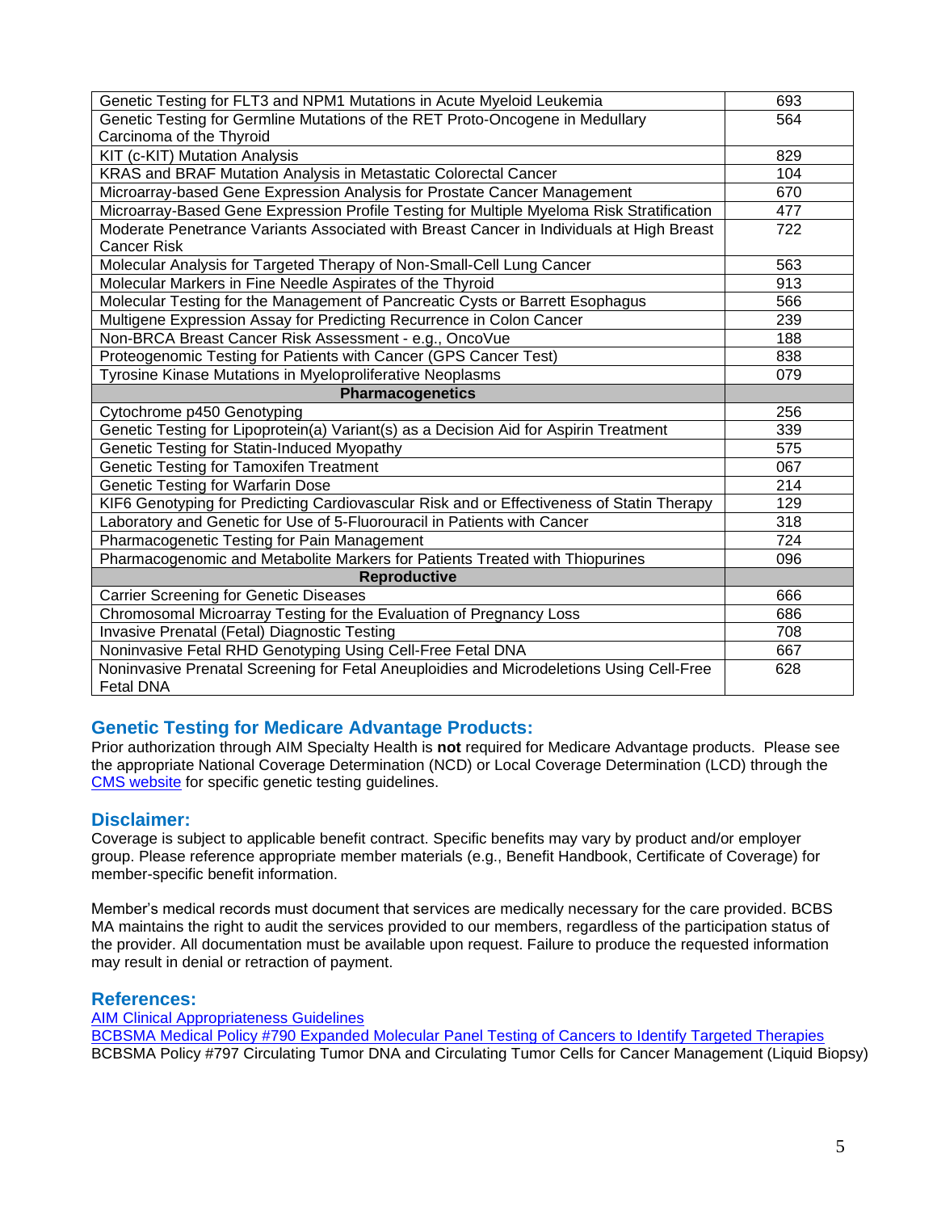| | |
|---|---|
| Genetic Testing for FLT3 and NPM1 Mutations in Acute Myeloid Leukemia | 693 |
| Genetic Testing for Germline Mutations of the RET Proto-Oncogene in Medullary Carcinoma of the Thyroid | 564 |
| KIT (c-KIT) Mutation Analysis | 829 |
| KRAS and BRAF Mutation Analysis in Metastatic Colorectal Cancer | 104 |
| Microarray-based Gene Expression Analysis for Prostate Cancer Management | 670 |
| Microarray-Based Gene Expression Profile Testing for Multiple Myeloma Risk Stratification | 477 |
| Moderate Penetrance Variants Associated with Breast Cancer in Individuals at High Breast Cancer Risk | 722 |
| Molecular Analysis for Targeted Therapy of Non-Small-Cell Lung Cancer | 563 |
| Molecular Markers in Fine Needle Aspirates of the Thyroid | 913 |
| Molecular Testing for the Management of Pancreatic Cysts or Barrett Esophagus | 566 |
| Multigene Expression Assay for Predicting Recurrence in Colon Cancer | 239 |
| Non-BRCA Breast Cancer Risk Assessment - e.g., OncoVue | 188 |
| Proteogenomic Testing for Patients with Cancer (GPS Cancer Test) | 838 |
| Tyrosine Kinase Mutations in Myeloproliferative Neoplasms | 079 |
| **Pharmacogenetics** | |
| Cytochrome p450 Genotyping | 256 |
| Genetic Testing for Lipoprotein(a) Variant(s) as a Decision Aid for Aspirin Treatment | 339 |
| Genetic Testing for Statin-Induced Myopathy | 575 |
| Genetic Testing for Tamoxifen Treatment | 067 |
| Genetic Testing for Warfarin Dose | 214 |
| KIF6 Genotyping for Predicting Cardiovascular Risk and or Effectiveness of Statin Therapy | 129 |
| Laboratory and Genetic for Use of 5-Fluorouracil in Patients with Cancer | 318 |
| Pharmacogenetic Testing for Pain Management | 724 |
| Pharmacogenomic and Metabolite Markers for Patients Treated with Thiopurines | 096 |
| **Reproductive** | |
| Carrier Screening for Genetic Diseases | 666 |
| Chromosomal Microarray Testing for the Evaluation of Pregnancy Loss | 686 |
| Invasive Prenatal (Fetal) Diagnostic Testing | 708 |
| Noninvasive Fetal RHD Genotyping Using Cell-Free Fetal DNA | 667 |
| Noninvasive Prenatal Screening for Fetal Aneuploidies and Microdeletions Using Cell-Free Fetal DNA | 628 |

## Genetic Testing for Medicare Advantage Products:

Prior authorization through AIM Specialty Health is **not** required for Medicare Advantage products. Please see the appropriate National Coverage Determination (NCD) or Local Coverage Determination (LCD) through the CMS website for specific genetic testing guidelines.

## Disclaimer:

Coverage is subject to applicable benefit contract. Specific benefits may vary by product and/or employer group. Please reference appropriate member materials (e.g., Benefit Handbook, Certificate of Coverage) for member-specific benefit information.

Member's medical records must document that services are medically necessary for the care provided. BCBS MA maintains the right to audit the services provided to our members, regardless of the participation status of the provider. All documentation must be available upon request. Failure to produce the requested information may result in denial or retraction of payment.

## References:

AIM Clinical Appropriateness Guidelines
BCBSMA Medical Policy #790 Expanded Molecular Panel Testing of Cancers to Identify Targeted Therapies
BCBSMA Policy #797 Circulating Tumor DNA and Circulating Tumor Cells for Cancer Management (Liquid Biopsy)